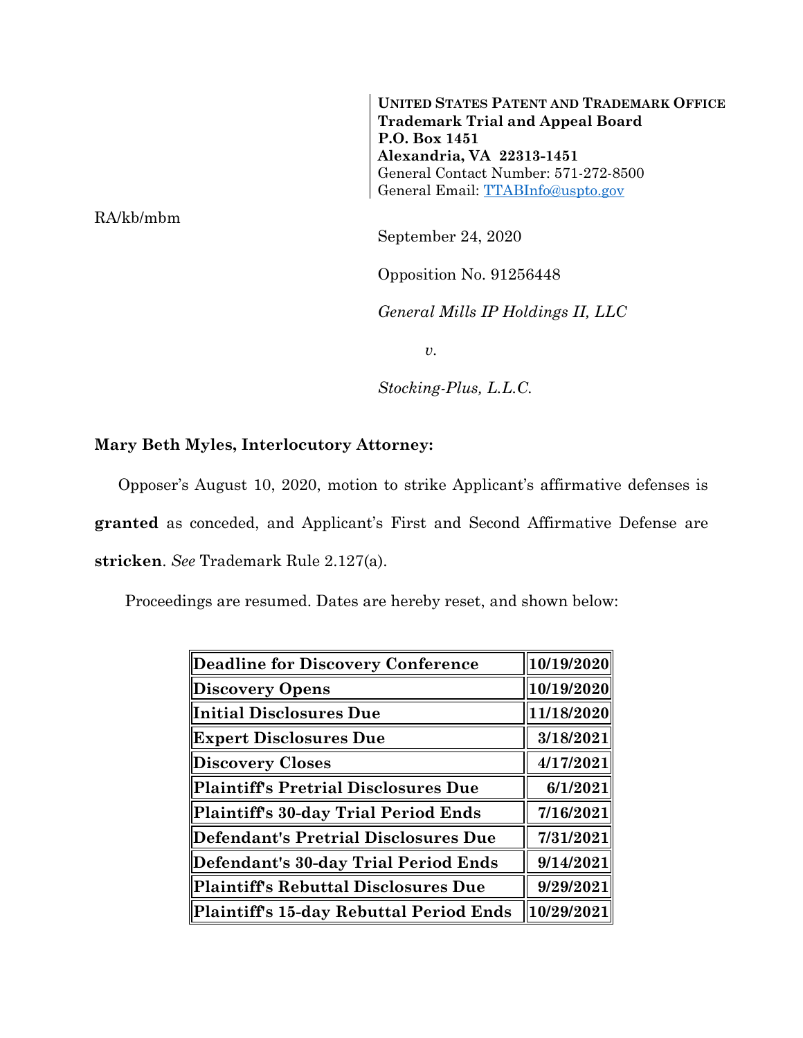**UNITED STATES PATENT AND TRADEMARK OFFICE**
**Trademark Trial and Appeal Board**
**P.O. Box 1451**
**Alexandria, VA 22313-1451**
General Contact Number: 571-272-8500
General Email: TTABInfo@uspto.gov

RA/kb/mbm

September 24, 2020

Opposition No. 91256448

*General Mills IP Holdings II, LLC*

*v.*

*Stocking-Plus, L.L.C.*

**Mary Beth Myles, Interlocutory Attorney:**

Opposer's August 10, 2020, motion to strike Applicant's affirmative defenses is **granted** as conceded, and Applicant's First and Second Affirmative Defense are **stricken**. *See* Trademark Rule 2.127(a).

Proceedings are resumed. Dates are hereby reset, and shown below:

| | |
|---|---|
| **Deadline for Discovery Conference** | **10/19/2020** |
| **Discovery Opens** | **10/19/2020** |
| **Initial Disclosures Due** | **11/18/2020** |
| **Expert Disclosures Due** | **3/18/2021** |
| **Discovery Closes** | **4/17/2021** |
| **Plaintiff's Pretrial Disclosures Due** | **6/1/2021** |
| **Plaintiff's 30-day Trial Period Ends** | **7/16/2021** |
| **Defendant's Pretrial Disclosures Due** | **7/31/2021** |
| **Defendant's 30-day Trial Period Ends** | **9/14/2021** |
| **Plaintiff's Rebuttal Disclosures Due** | **9/29/2021** |
| **Plaintiff's 15-day Rebuttal Period Ends** | **10/29/2021** |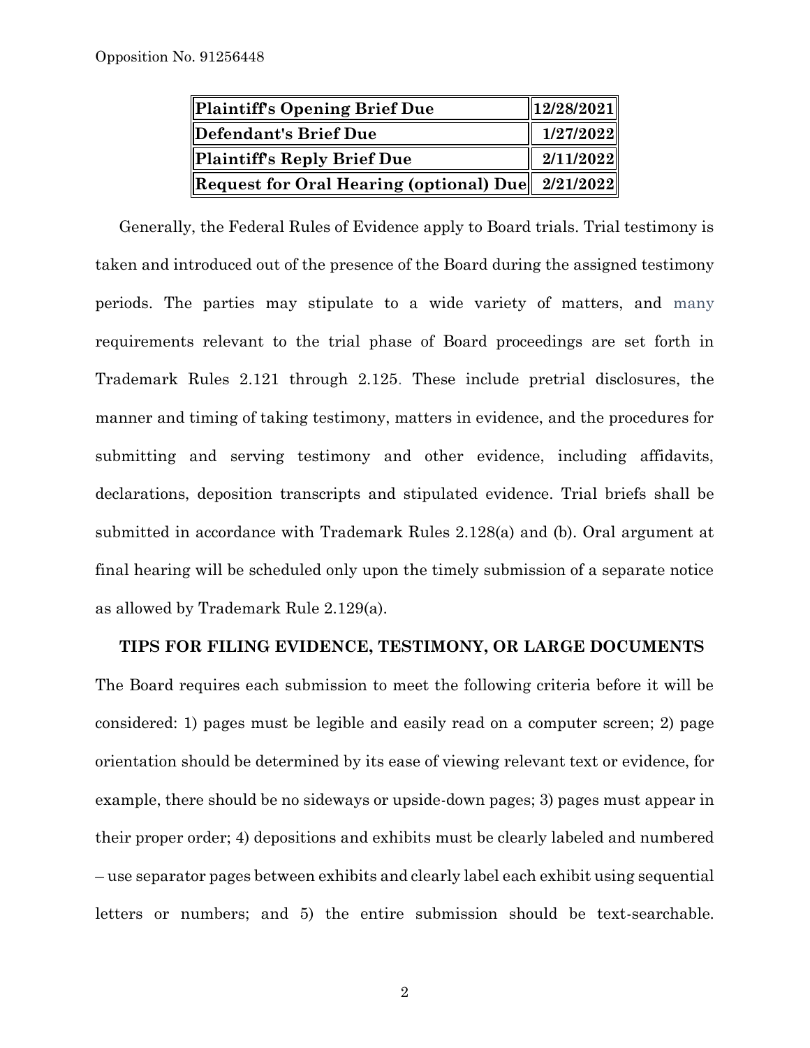| Plaintiff's Opening Brief Due | 12/28/2021 |
|---|---|
| Defendant's Brief Due | 1/27/2022 |
| Plaintiff's Reply Brief Due | 2/11/2022 |
| Request for Oral Hearing (optional) Due | 2/21/2022 |

Generally, the Federal Rules of Evidence apply to Board trials. Trial testimony is taken and introduced out of the presence of the Board during the assigned testimony periods. The parties may stipulate to a wide variety of matters, and many requirements relevant to the trial phase of Board proceedings are set forth in Trademark Rules 2.121 through 2.125. These include pretrial disclosures, the manner and timing of taking testimony, matters in evidence, and the procedures for submitting and serving testimony and other evidence, including affidavits, declarations, deposition transcripts and stipulated evidence. Trial briefs shall be submitted in accordance with Trademark Rules 2.128(a) and (b). Oral argument at final hearing will be scheduled only upon the timely submission of a separate notice as allowed by Trademark Rule 2.129(a).

**TIPS FOR FILING EVIDENCE, TESTIMONY, OR LARGE DOCUMENTS**

The Board requires each submission to meet the following criteria before it will be considered: 1) pages must be legible and easily read on a computer screen; 2) page orientation should be determined by its ease of viewing relevant text or evidence, for example, there should be no sideways or upside-down pages; 3) pages must appear in their proper order; 4) depositions and exhibits must be clearly labeled and numbered – use separator pages between exhibits and clearly label each exhibit using sequential letters or numbers; and 5) the entire submission should be text-searchable.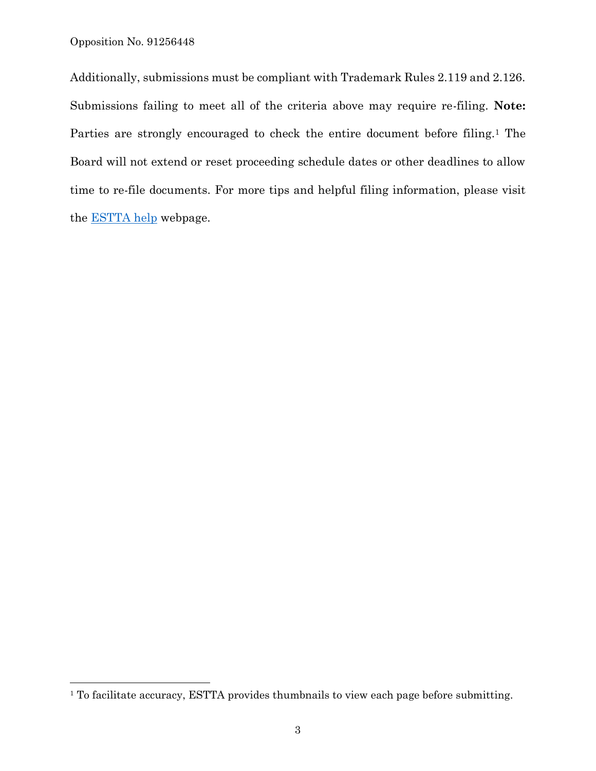Additionally, submissions must be compliant with Trademark Rules 2.119 and 2.126. Submissions failing to meet all of the criteria above may require re-filing. **Note:** Parties are strongly encouraged to check the entire document before filing.[1] The Board will not extend or reset proceeding schedule dates or other deadlines to allow time to re-file documents. For more tips and helpful filing information, please visit the ESTTA help webpage.

[1] To facilitate accuracy, ESTTA provides thumbnails to view each page before submitting.